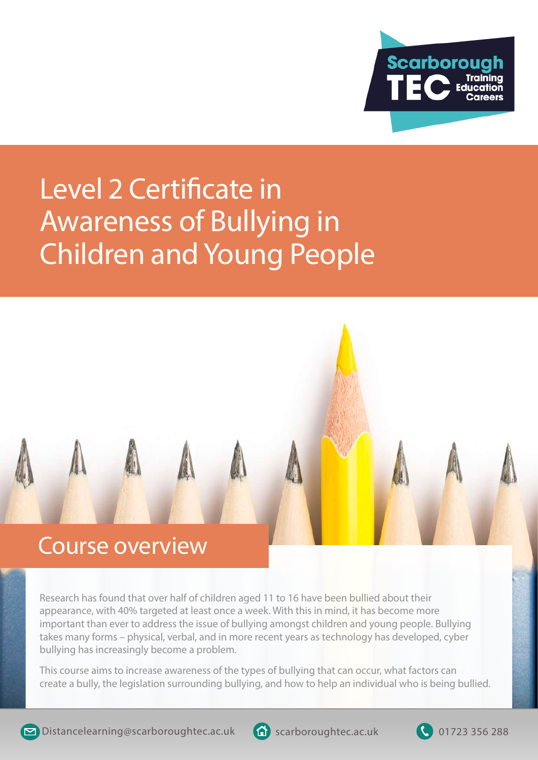Scarborough TEC Training Education Careers

# Level 2 Certificate in Awareness of Bullying in Children and Young People

## Course overview

Research has found that over half of children aged 11 to 16 have been bullied about their appearance, with 40% targeted at least once a week. With this in mind, it has become more important than ever to address the issue of bullying amongst children and young people. Bullying takes many forms – physical, verbal, and in more recent years as technology has developed, cyber bullying has increasingly become a problem.

This course aims to increase awareness of the types of bullying that can occur, what factors can create a bully, the legislation surrounding bullying, and how to help an individual who is being bullied.

Distancelearning@scarboroughtec.ac.uk scarboroughtec.ac.uk 01723 356 288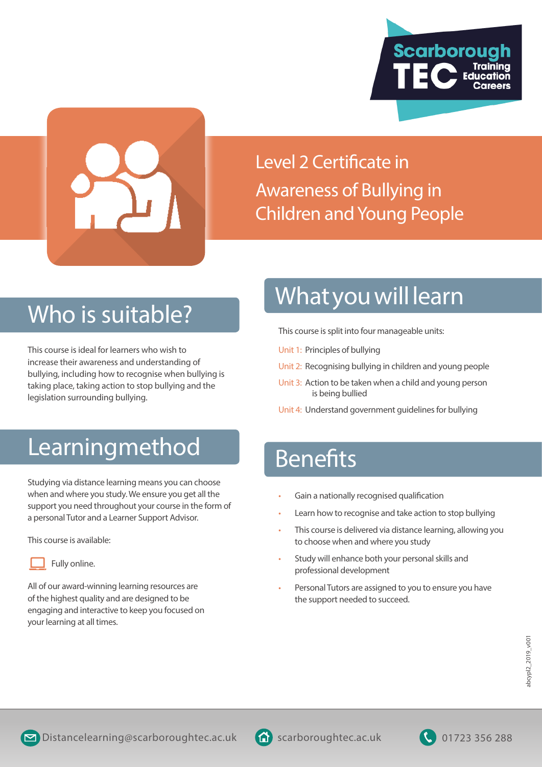Scarborough TEC Training Education Careers

# Level 2 Certificate in Awareness of Bullying in Children and Young People

## Who is suitable?

This course is ideal for learners who wish to increase their awareness and understanding of bullying, including how to recognise when bullying is taking place, taking action to stop bullying and the legislation surrounding bullying.

## Learning method

Studying via distance learning means you can choose when and where you study. We ensure you get all the support you need throughout your course in the form of a personal Tutor and a Learner Support Advisor.

This course is available:

Fully online.

All of our award-winning learning resources are of the highest quality and are designed to be engaging and interactive to keep you focused on your learning at all times.

## What you will learn

This course is split into four manageable units:

Unit 1: Principles of bullying

Unit 2: Recognising bullying in children and young people

Unit 3: Action to be taken when a child and young person is being bullied

Unit 4: Understand government guidelines for bullying

## Benefits

- Gain a nationally recognised qualification
- Learn how to recognise and take action to stop bullying
- This course is delivered via distance learning, allowing you to choose when and where you study
- Study will enhance both your personal skills and professional development
- Personal Tutors are assigned to you to ensure you have the support needed to succeed.

abcypl2_2019_v001

Distancelearning@scarboroughtec.ac.uk scarboroughtec.ac.uk 01723 356 288